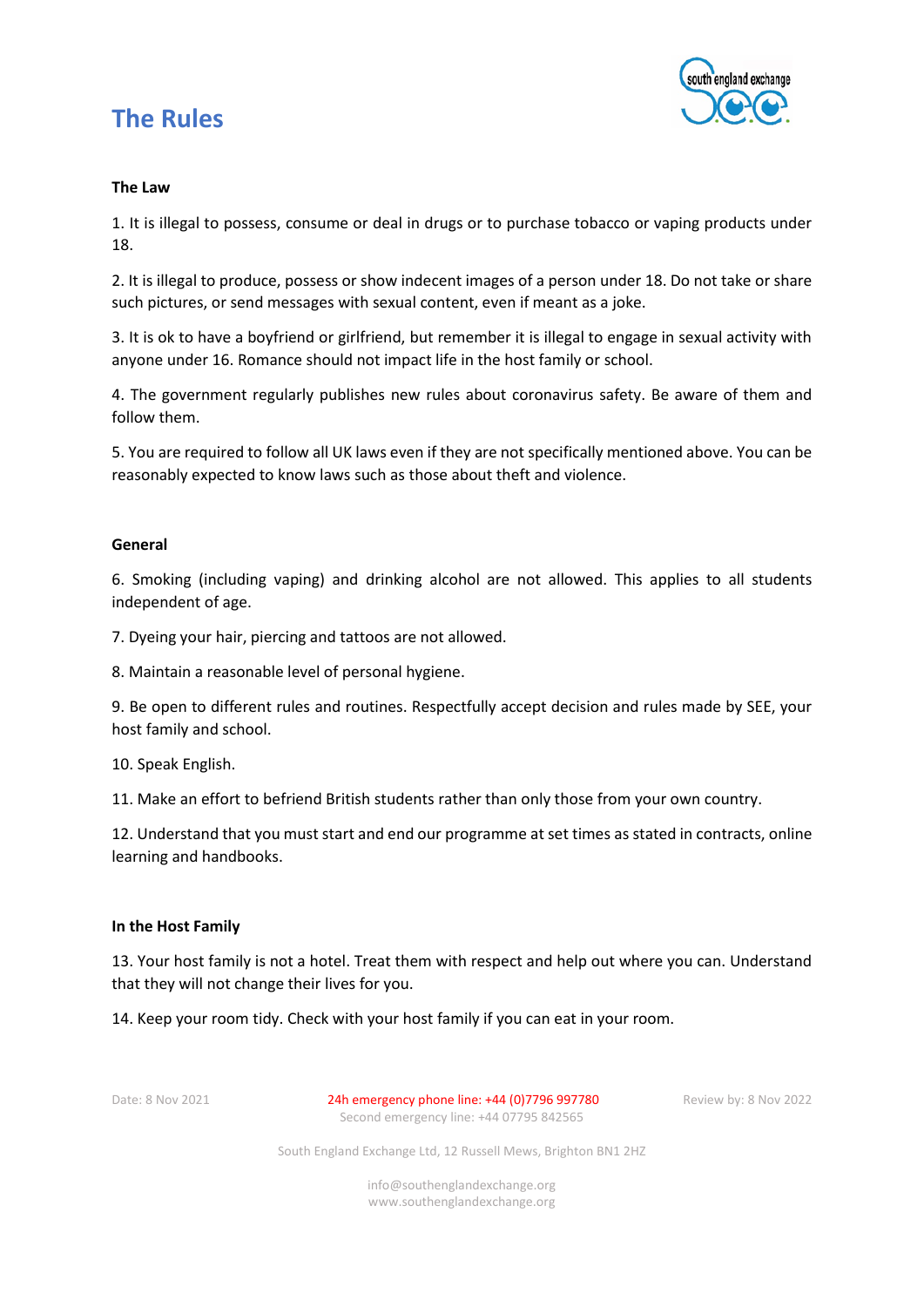# The Rules

**The Law**

1. It is illegal to possess, consume or deal in drugs or to purchase tobacco or vaping products under 18.

2. It is illegal to produce, possess or show indecent images of a person under 18. Do not take or share such pictures, or send messages with sexual content, even if meant as a joke.

3. It is ok to have a boyfriend or girlfriend, but remember it is illegal to engage in sexual activity with anyone under 16. Romance should not impact life in the host family or school.

4. The government regularly publishes new rules about coronavirus safety. Be aware of them and follow them.

5. You are required to follow all UK laws even if they are not specifically mentioned above. You can be reasonably expected to know laws such as those about theft and violence.

**General**

6. Smoking (including vaping) and drinking alcohol are not allowed. This applies to all students independent of age.

7. Dyeing your hair, piercing and tattoos are not allowed.

8. Maintain a reasonable level of personal hygiene.

9. Be open to different rules and routines. Respectfully accept decision and rules made by SEE, your host family and school.

10. Speak English.

11. Make an effort to befriend British students rather than only those from your own country.

12. Understand that you must start and end our programme at set times as stated in contracts, online learning and handbooks.

**In the Host Family**

13. Your host family is not a hotel. Treat them with respect and help out where you can. Understand that they will not change their lives for you.

14. Keep your room tidy. Check with your host family if you can eat in your room.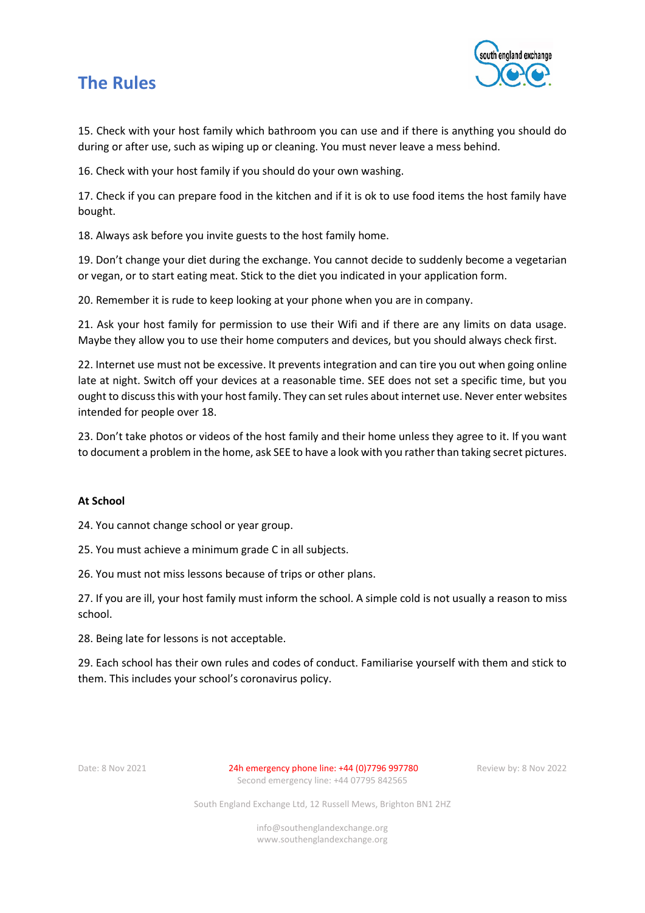15. Check with your host family which bathroom you can use and if there is anything you should do during or after use, such as wiping up or cleaning. You must never leave a mess behind.

16. Check with your host family if you should do your own washing.

17. Check if you can prepare food in the kitchen and if it is ok to use food items the host family have bought.

18. Always ask before you invite guests to the host family home.

19. Don't change your diet during the exchange. You cannot decide to suddenly become a vegetarian or vegan, or to start eating meat. Stick to the diet you indicated in your application form.

20. Remember it is rude to keep looking at your phone when you are in company.

21. Ask your host family for permission to use their Wifi and if there are any limits on data usage. Maybe they allow you to use their home computers and devices, but you should always check first.

22. Internet use must not be excessive. It prevents integration and can tire you out when going online late at night. Switch off your devices at a reasonable time. SEE does not set a specific time, but you ought to discuss this with your host family. They can set rules about internet use. Never enter websites intended for people over 18.

23. Don't take photos or videos of the host family and their home unless they agree to it. If you want to document a problem in the home, ask SEE to have a look with you rather than taking secret pictures.

**At School**

24. You cannot change school or year group.

25. You must achieve a minimum grade C in all subjects.

26. You must not miss lessons because of trips or other plans.

27. If you are ill, your host family must inform the school. A simple cold is not usually a reason to miss school.

28. Being late for lessons is not acceptable.

29. Each school has their own rules and codes of conduct. Familiarise yourself with them and stick to them. This includes your school's coronavirus policy.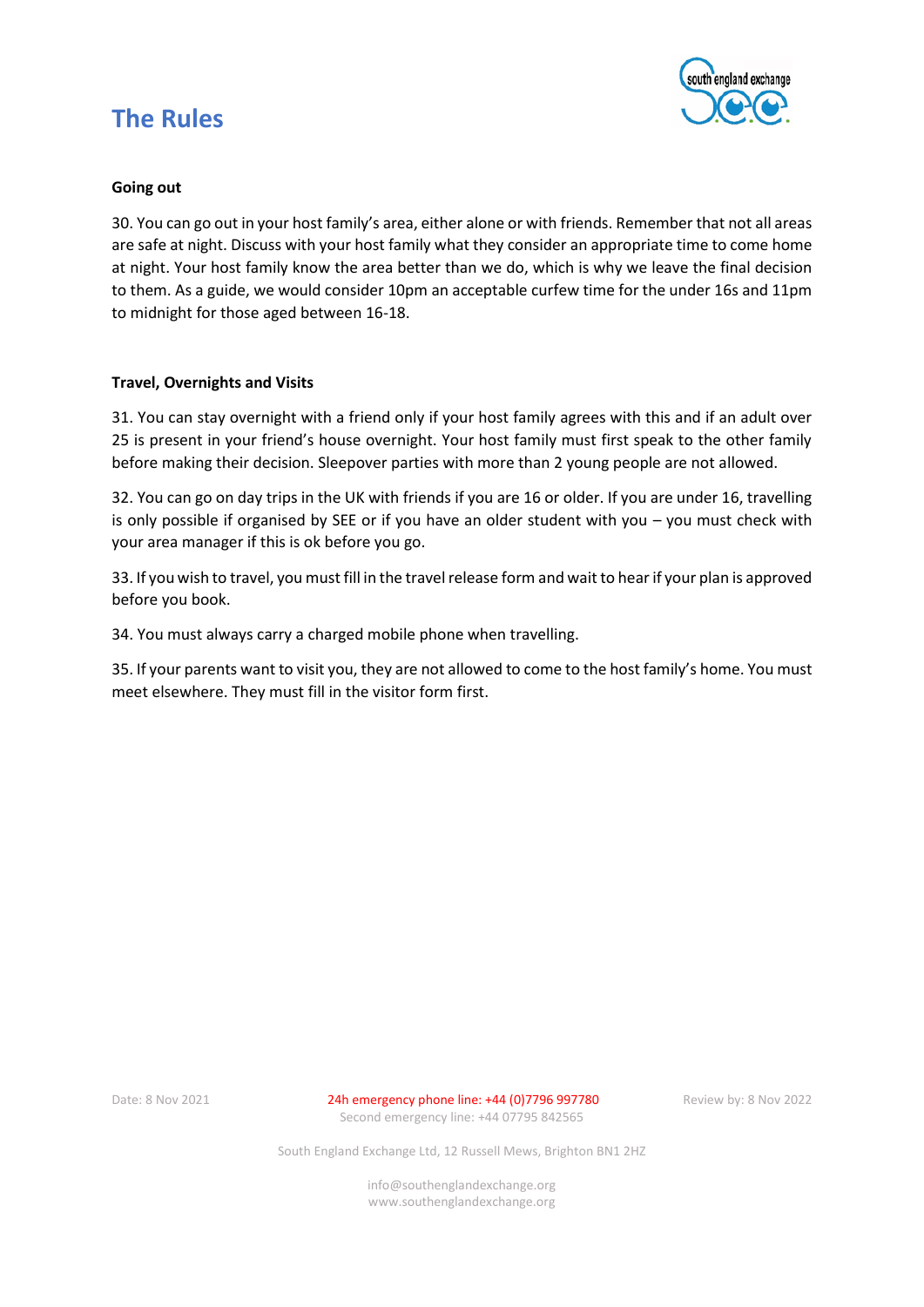# The Rules

**Going out**

30. You can go out in your host family's area, either alone or with friends. Remember that not all areas are safe at night. Discuss with your host family what they consider an appropriate time to come home at night. Your host family know the area better than we do, which is why we leave the final decision to them. As a guide, we would consider 10pm an acceptable curfew time for the under 16s and 11pm to midnight for those aged between 16-18.

**Travel, Overnights and Visits**

31. You can stay overnight with a friend only if your host family agrees with this and if an adult over 25 is present in your friend's house overnight. Your host family must first speak to the other family before making their decision. Sleepover parties with more than 2 young people are not allowed.

32. You can go on day trips in the UK with friends if you are 16 or older. If you are under 16, travelling is only possible if organised by SEE or if you have an older student with you – you must check with your area manager if this is ok before you go.

33. If you wish to travel, you must fill in the travel release form and wait to hear if your plan is approved before you book.

34. You must always carry a charged mobile phone when travelling.

35. If your parents want to visit you, they are not allowed to come to the host family's home. You must meet elsewhere. They must fill in the visitor form first.